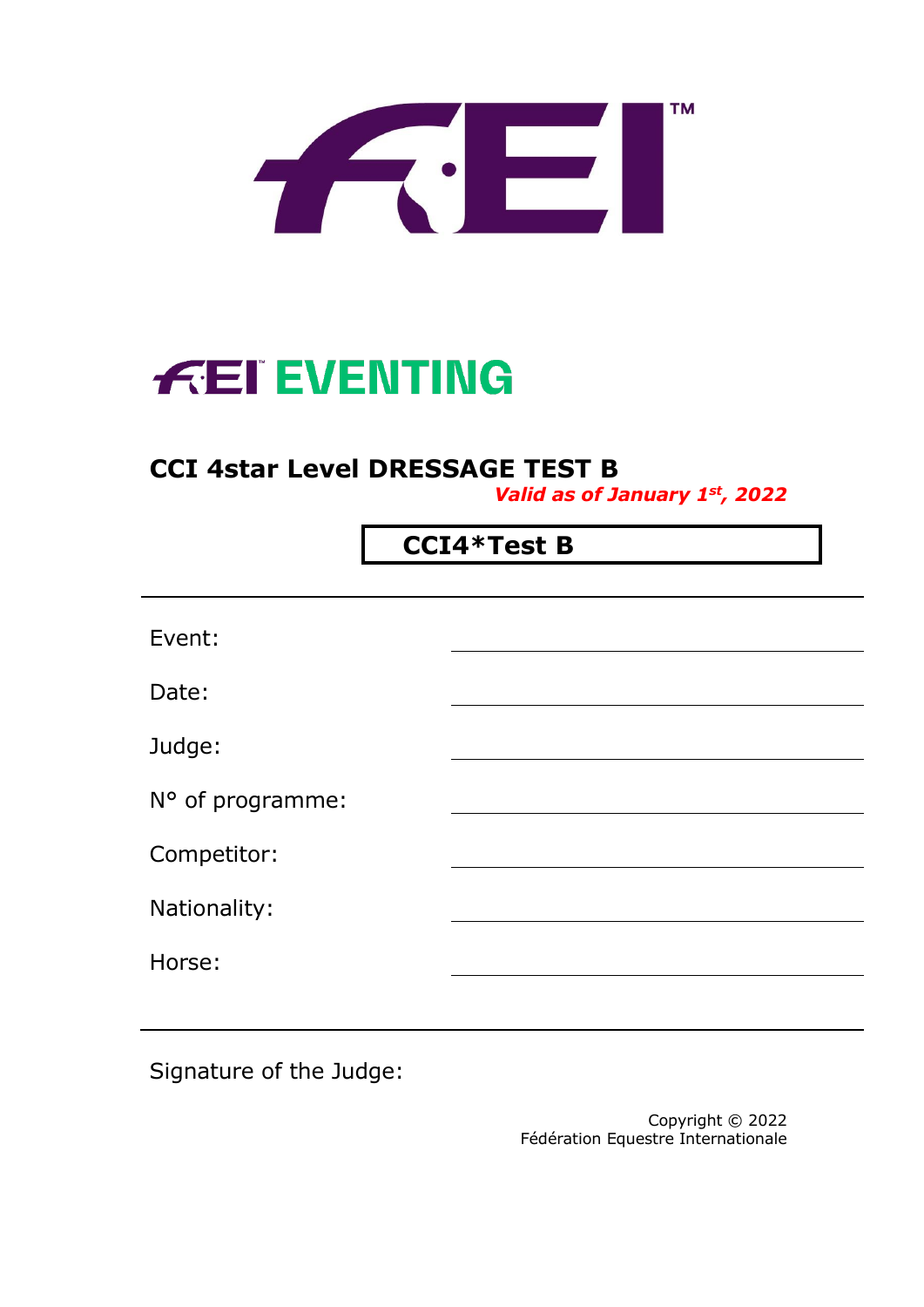# FEI EVENTING

## CCI 4star Level DRESSAGE TEST B

***Valid as of January 1st, 2022***

**CCI4*Test B**

Event: \_\_\_\_\_\_\_\_\_\_\_\_\_\_\_\_\_\_\_\_

Date: \_\_\_\_\_\_\_\_\_\_\_\_\_\_\_\_\_\_\_\_

Judge: \_\_\_\_\_\_\_\_\_\_\_\_\_\_\_\_\_\_\_\_

N° of programme: \_\_\_\_\_\_\_\_\_\_\_\_\_\_\_\_\_\_\_\_

Competitor: \_\_\_\_\_\_\_\_\_\_\_\_\_\_\_\_\_\_\_\_

Nationality: \_\_\_\_\_\_\_\_\_\_\_\_\_\_\_\_\_\_\_\_

Horse: \_\_\_\_\_\_\_\_\_\_\_\_\_\_\_\_\_\_\_\_

Signature of the Judge:

Copyright © 2022
Fédération Equestre Internationale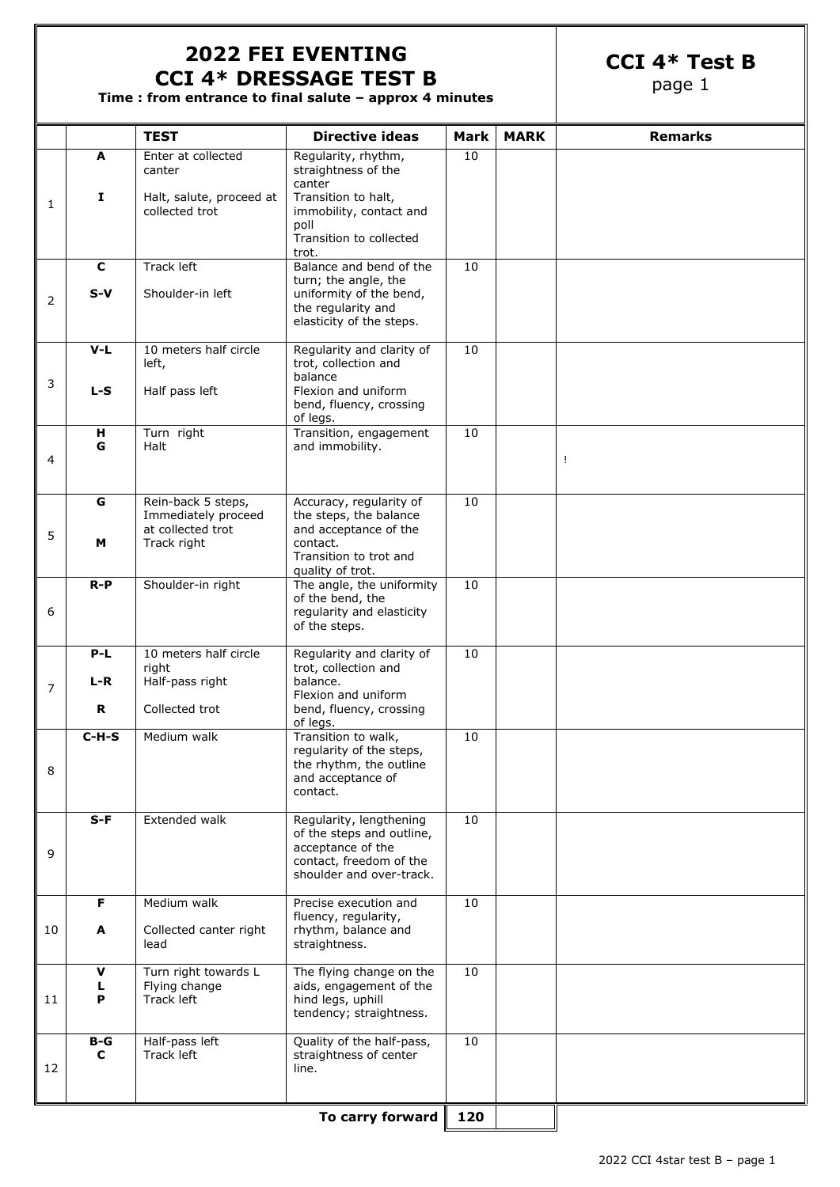# 2022 FEI EVENTING
# CCI 4* DRESSAGE TEST B

**Time : from entrance to final salute – approx 4 minutes**

**CCI 4* Test B**
page 1

| | | TEST | Directive ideas | Mark | MARK | Remarks |
|---|---|---|---|---|---|---|
| 1 | **A**<br><br>**I** | Enter at collected canter<br><br>Halt, salute, proceed at collected trot | Regularity, rhythm, straightness of the canter<br>Transition to halt, immobility, contact and poll<br>Transition to collected trot. | 10 | | |
| 2 | **C**<br>**S-V** | Track left<br>Shoulder-in left | Balance and bend of the turn; the angle, the uniformity of the bend, the regularity and elasticity of the steps. | 10 | | |
| 3 | **V-L**<br><br>**L-S** | 10 meters half circle left,<br><br>Half pass left | Regularity and clarity of trot, collection and balance<br>Flexion and uniform bend, fluency, crossing of legs. | 10 | | |
| 4 | **H**<br>**G** | Turn right<br>Halt | Transition, engagement and immobility. | 10 | | ! |
| 5 | **G**<br><br>**M** | Rein-back 5 steps, Immediately proceed at collected trot<br>Track right | Accuracy, regularity of the steps, the balance and acceptance of the contact.<br>Transition to trot and quality of trot. | 10 | | |
| 6 | **R-P** | Shoulder-in right | The angle, the uniformity of the bend, the regularity and elasticity of the steps. | 10 | | |
| 7 | **P-L**<br><br>**L-R**<br><br>**R** | 10 meters half circle right<br>Half-pass right<br><br>Collected trot | Regularity and clarity of trot, collection and balance.<br>Flexion and uniform bend, fluency, crossing of legs. | 10 | | |
| 8 | **C-H-S** | Medium walk | Transition to walk, regularity of the steps, the rhythm, the outline and acceptance of contact. | 10 | | |
| 9 | **S-F** | Extended walk | Regularity, lengthening of the steps and outline, acceptance of the contact, freedom of the shoulder and over-track. | 10 | | |
| 10 | **F**<br><br>**A** | Medium walk<br><br>Collected canter right lead | Precise execution and fluency, regularity, rhythm, balance and straightness. | 10 | | |
| 11 | **V**<br>**L**<br>**P** | Turn right towards L<br>Flying change<br>Track left | The flying change on the aids, engagement of the hind legs, uphill tendency; straightness. | 10 | | |
| 12 | **B-G**<br>**C** | Half-pass left<br>Track left | Quality of the half-pass, straightness of center line. | 10 | | |
| | | | **To carry forward** | **120** | | |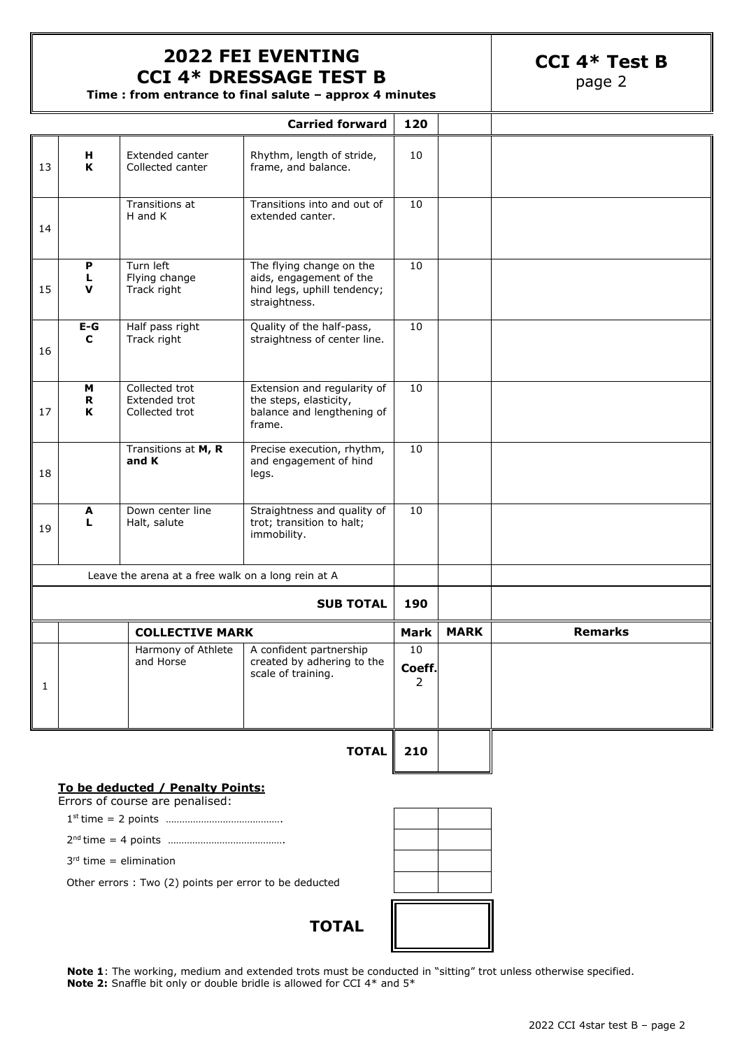# 2022 FEI EVENTING CCI 4* DRESSAGE TEST B

**Time : from entrance to final salute – approx 4 minutes**

**CCI 4* Test B**
page 2

| | | | | | | |
|---|---|---|---|---|---|---|
| | | | **Carried forward** | **120** | | |
| 13 | **H**<br>**K** | Extended canter<br>Collected canter | Rhythm, length of stride, frame, and balance. | 10 | | |
| 14 | | Transitions at H and K | Transitions into and out of extended canter. | 10 | | |
| 15 | **P**<br>**L**<br>**V** | Turn left<br>Flying change<br>Track right | The flying change on the aids, engagement of the hind legs, uphill tendency; straightness. | 10 | | |
| 16 | **E-G**<br>**C** | Half pass right<br>Track right | Quality of the half-pass, straightness of center line. | 10 | | |
| 17 | **M**<br>**R**<br>**K** | Collected trot<br>Extended trot<br>Collected trot | Extension and regularity of the steps, elasticity, balance and lengthening of frame. | 10 | | |
| 18 | | Transitions at **M, R and K** | Precise execution, rhythm, and engagement of hind legs. | 10 | | |
| 19 | **A**<br>**L** | Down center line<br>Halt, salute | Straightness and quality of trot; transition to halt; immobility. | 10 | | |
| | | Leave the arena at a free walk on a long rein at A | | | | |
| | | | **SUB TOTAL** | **190** | | |
| | | **COLLECTIVE MARK** | | **Mark** | **MARK** | **Remarks** |
| 1 | | Harmony of Athlete and Horse | A confident partnership created by adhering to the scale of training. | 10<br>**Coeff.** 2 | | |
| | | | **TOTAL** | **210** | | |

**To be deducted / Penalty Points:**

Errors of course are penalised:

1st time = 2 points ……………………………………

2nd time = 4 points ……………………………………

3rd time = elimination

Other errors : Two (2) points per error to be deducted

**TOTAL**

**Note 1**: The working, medium and extended trots must be conducted in "sitting" trot unless otherwise specified.
**Note 2:** Snaffle bit only or double bridle is allowed for CCI 4* and 5*